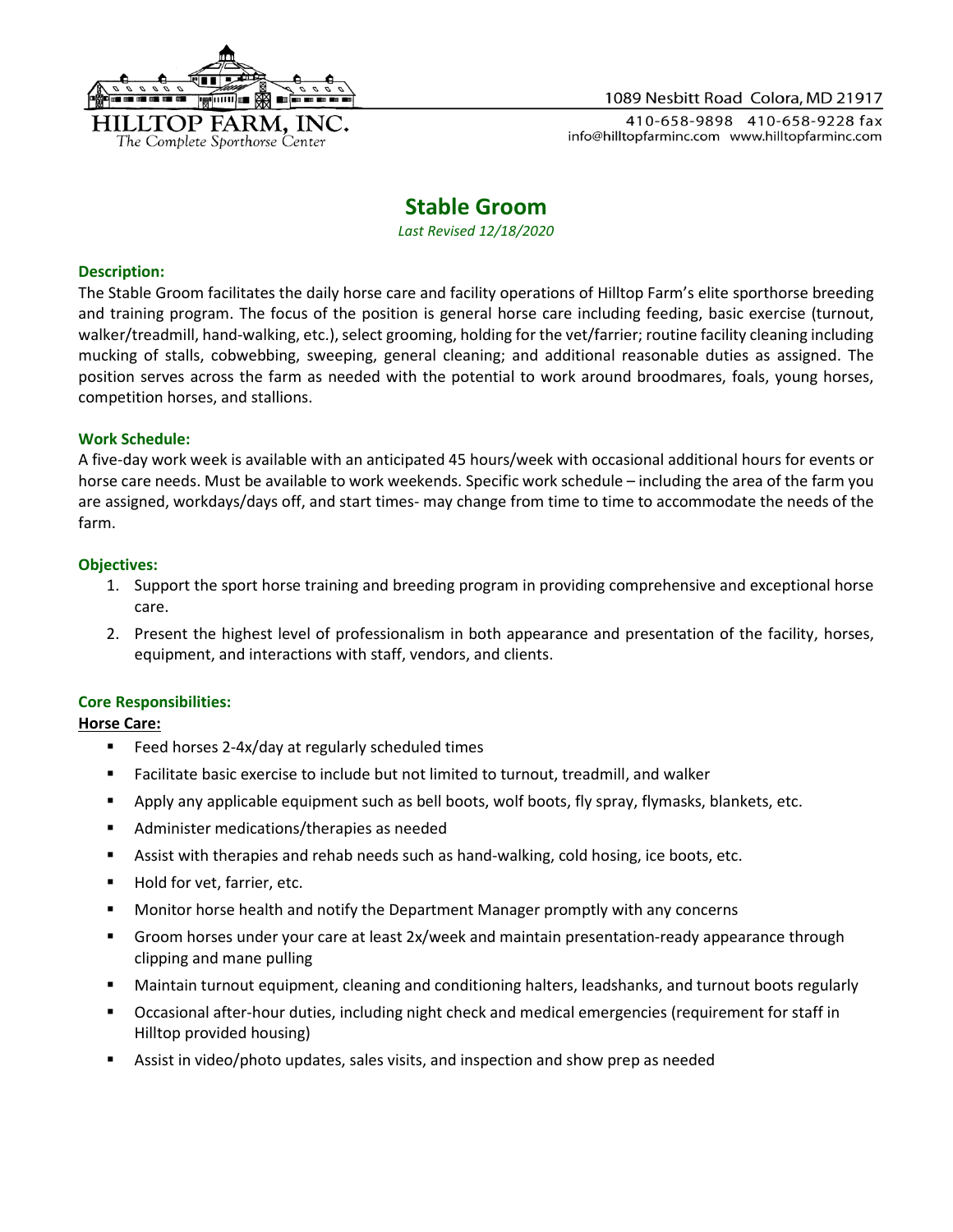HILLTOP FARM, INC.
*The Complete Sporthorse Center*

1089 Nesbitt Road Colora, MD 21917

410-658-9898 410-658-9228 fax
info@hilltopfarminc.com www.hilltopfarminc.com

# Stable Groom

*Last Revised 12/18/2020*

## Description:

The Stable Groom facilitates the daily horse care and facility operations of Hilltop Farm's elite sporthorse breeding and training program. The focus of the position is general horse care including feeding, basic exercise (turnout, walker/treadmill, hand-walking, etc.), select grooming, holding for the vet/farrier; routine facility cleaning including mucking of stalls, cobwebbing, sweeping, general cleaning; and additional reasonable duties as assigned. The position serves across the farm as needed with the potential to work around broodmares, foals, young horses, competition horses, and stallions.

## Work Schedule:

A five-day work week is available with an anticipated 45 hours/week with occasional additional hours for events or horse care needs. Must be available to work weekends. Specific work schedule – including the area of the farm you are assigned, workdays/days off, and start times- may change from time to time to accommodate the needs of the farm.

## Objectives:

1. Support the sport horse training and breeding program in providing comprehensive and exceptional horse care.
2. Present the highest level of professionalism in both appearance and presentation of the facility, horses, equipment, and interactions with staff, vendors, and clients.

## Core Responsibilities:

**Horse Care:**

- Feed horses 2-4x/day at regularly scheduled times
- Facilitate basic exercise to include but not limited to turnout, treadmill, and walker
- Apply any applicable equipment such as bell boots, wolf boots, fly spray, flymasks, blankets, etc.
- Administer medications/therapies as needed
- Assist with therapies and rehab needs such as hand-walking, cold hosing, ice boots, etc.
- Hold for vet, farrier, etc.
- Monitor horse health and notify the Department Manager promptly with any concerns
- Groom horses under your care at least 2x/week and maintain presentation-ready appearance through clipping and mane pulling
- Maintain turnout equipment, cleaning and conditioning halters, leadshanks, and turnout boots regularly
- Occasional after-hour duties, including night check and medical emergencies (requirement for staff in Hilltop provided housing)
- Assist in video/photo updates, sales visits, and inspection and show prep as needed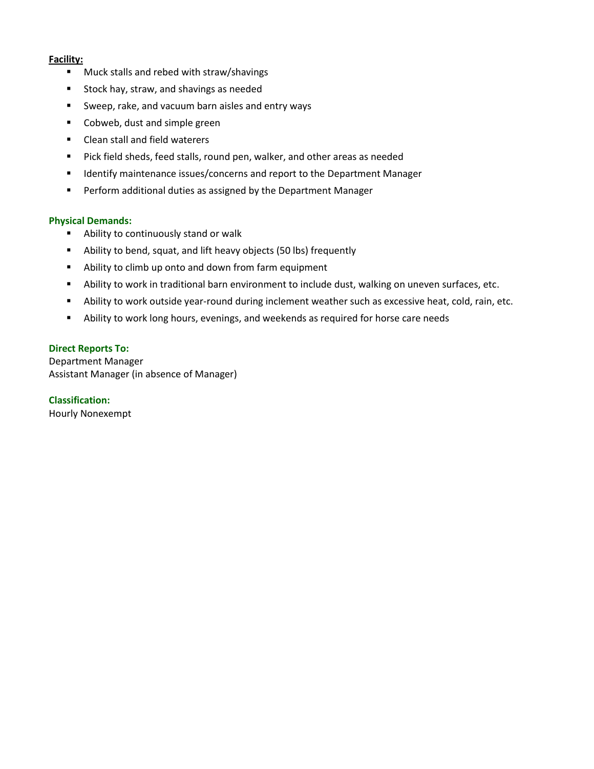**Facility:**

- Muck stalls and rebed with straw/shavings
- Stock hay, straw, and shavings as needed
- Sweep, rake, and vacuum barn aisles and entry ways
- Cobweb, dust and simple green
- Clean stall and field waterers
- Pick field sheds, feed stalls, round pen, walker, and other areas as needed
- Identify maintenance issues/concerns and report to the Department Manager
- Perform additional duties as assigned by the Department Manager

**Physical Demands:**

- Ability to continuously stand or walk
- Ability to bend, squat, and lift heavy objects (50 lbs) frequently
- Ability to climb up onto and down from farm equipment
- Ability to work in traditional barn environment to include dust, walking on uneven surfaces, etc.
- Ability to work outside year-round during inclement weather such as excessive heat, cold, rain, etc.
- Ability to work long hours, evenings, and weekends as required for horse care needs

**Direct Reports To:**

Department Manager
Assistant Manager (in absence of Manager)

**Classification:**

Hourly Nonexempt